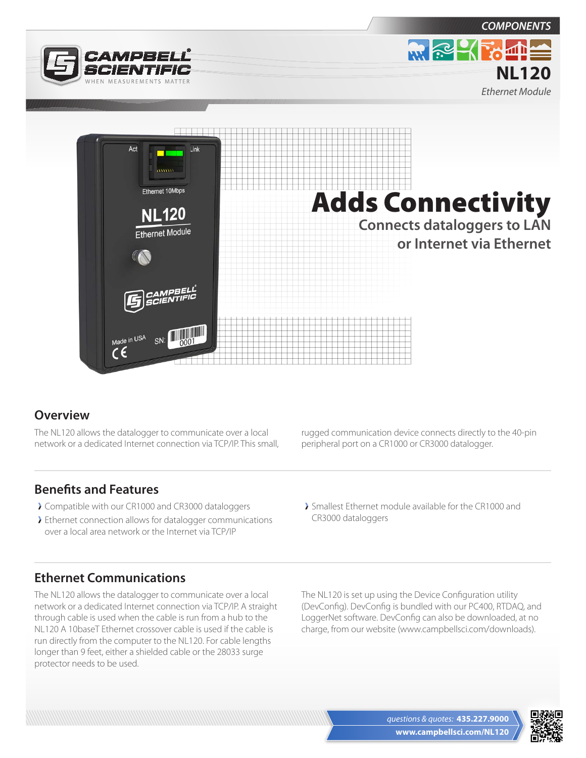COMPONENTS

# NL120

*Ethernet Module*

# Adds Connectivity

## Connects dataloggers to LAN or Internet via Ethernet

## Overview

The NL120 allows the datalogger to communicate over a local network or a dedicated Internet connection via TCP/IP. This small, rugged communication device connects directly to the 40-pin peripheral port on a CR1000 or CR3000 datalogger.

## Benefits and Features

- Compatible with our CR1000 and CR3000 dataloggers
- Ethernet connection allows for datalogger communications over a local area network or the Internet via TCP/IP
- Smallest Ethernet module available for the CR1000 and CR3000 dataloggers

## Ethernet Communications

The NL120 allows the datalogger to communicate over a local network or a dedicated Internet connection via TCP/IP. A straight through cable is used when the cable is run from a hub to the NL120 A 10baseT Ethernet crossover cable is used if the cable is run directly from the computer to the NL120. For cable lengths longer than 9 feet, either a shielded cable or the 28033 surge protector needs to be used.

The NL120 is set up using the Device Configuration utility (DevConfig). DevConfig is bundled with our PC400, RTDAQ, and LoggerNet software. DevConfig can also be downloaded, at no charge, from our website (www.campbellsci.com/downloads).

*questions & quotes:* **435.227.9000**

**www.campbellsci.com/NL120**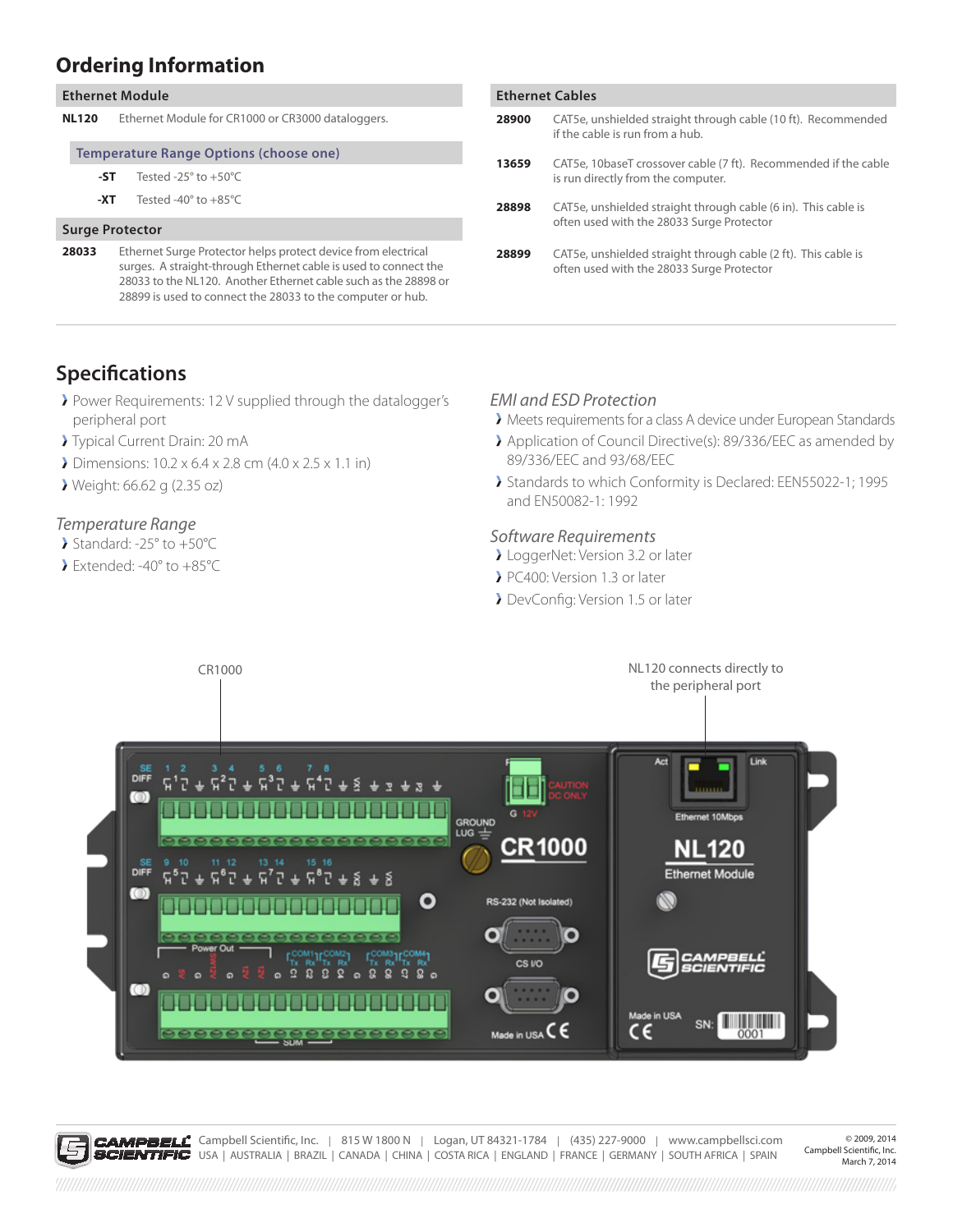## Ordering Information

### Ethernet Module

| | |
|---|---|
| **NL120** | Ethernet Module for CR1000 or CR3000 dataloggers. |

#### Temperature Range Options (choose one)

| | |
|---|---|
| **-ST** | Tested -25° to +50°C |
| **-XT** | Tested -40° to +85°C |

### Surge Protector

| | |
|---|---|
| **28033** | Ethernet Surge Protector helps protect device from electrical surges. A straight-through Ethernet cable is used to connect the 28033 to the NL120. Another Ethernet cable such as the 28898 or 28899 is used to connect the 28033 to the computer or hub. |

### Ethernet Cables

| | |
|---|---|
| **28900** | CAT5e, unshielded straight through cable (10 ft). Recommended if the cable is run from a hub. |
| **13659** | CAT5e, 10baseT crossover cable (7 ft). Recommended if the cable is run directly from the computer. |
| **28898** | CAT5e, unshielded straight through cable (6 in). This cable is often used with the 28033 Surge Protector |
| **28899** | CAT5e, unshielded straight through cable (2 ft). This cable is often used with the 28033 Surge Protector |

## Specifications

- Power Requirements: 12 V supplied through the datalogger's peripheral port
- Typical Current Drain: 20 mA
- Dimensions: 10.2 x 6.4 x 2.8 cm (4.0 x 2.5 x 1.1 in)
- Weight: 66.62 g (2.35 oz)

### *Temperature Range*

- Standard: -25° to +50°C
- Extended: -40° to +85°C

### *EMI and ESD Protection*

- Meets requirements for a class A device under European Standards
- Application of Council Directive(s): 89/336/EEC as amended by 89/336/EEC and 93/68/EEC
- Standards to which Conformity is Declared: EEN55022-1; 1995 and EN50082-1: 1992

### *Software Requirements*

- LoggerNet: Version 3.2 or later
- PC400: Version 1.3 or later
- DevConfig: Version 1.5 or later

CR1000

NL120 connects directly to the peripheral port

Campbell Scientific, Inc. | 815 W 1800 N | Logan, UT 84321-1784 | (435) 227-9000 | www.campbellsci.com
USA | AUSTRALIA | BRAZIL | CANADA | CHINA | COSTA RICA | ENGLAND | FRANCE | GERMANY | SOUTH AFRICA | SPAIN

© 2009, 2014
Campbell Scientific, Inc.
March 7, 2014